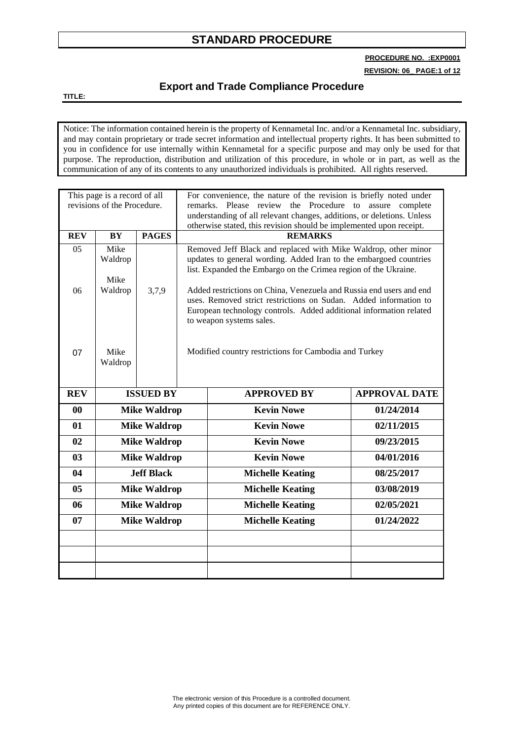# STANDARD PROCEDURE

**PROCEDURE NO. :EXP0001**

**REVISION: 06_ PAGE:1 of 12**

## Export and Trade Compliance Procedure

**TITLE:**

Notice: The information contained herein is the property of Kennametal Inc. and/or a Kennametal Inc. subsidiary, and may contain proprietary or trade secret information and intellectual property rights. It has been submitted to you in confidence for use internally within Kennametal for a specific purpose and may only be used for that purpose. The reproduction, distribution and utilization of this procedure, in whole or in part, as well as the communication of any of its contents to any unauthorized individuals is prohibited. All rights reserved.

| This page is a record of all revisions of the Procedure. | | | For convenience, the nature of the revision is briefly noted under remarks. Please review the Procedure to assure complete understanding of all relevant changes, additions, or deletions. Unless otherwise stated, this revision should be implemented upon receipt. |
|---|---|---|---|
| **REV** | **BY** | **PAGES** | **REMARKS** |
| 05 | Mike Waldrop | | Removed Jeff Black and replaced with Mike Waldrop, other minor updates to general wording. Added Iran to the embargoed countries list. Expanded the Embargo on the Crimea region of the Ukraine. |
| 06 | Mike Waldrop | 3,7,9 | Added restrictions on China, Venezuela and Russia end users and end uses. Removed strict restrictions on Sudan. Added information to European technology controls. Added additional information related to weapon systems sales. |
| 07 | Mike Waldrop | | Modified country restrictions for Cambodia and Turkey |

| REV | ISSUED BY | APPROVED BY | APPROVAL DATE |
|---|---|---|---|
| **00** | **Mike Waldrop** | **Kevin Nowe** | **01/24/2014** |
| **01** | **Mike Waldrop** | **Kevin Nowe** | **02/11/2015** |
| **02** | **Mike Waldrop** | **Kevin Nowe** | **09/23/2015** |
| **03** | **Mike Waldrop** | **Kevin Nowe** | **04/01/2016** |
| **04** | **Jeff Black** | **Michelle Keating** | **08/25/2017** |
| **05** | **Mike Waldrop** | **Michelle Keating** | **03/08/2019** |
| **06** | **Mike Waldrop** | **Michelle Keating** | **02/05/2021** |
| **07** | **Mike Waldrop** | **Michelle Keating** | **01/24/2022** |
| | | | |
| | | | |
| | | | |

The electronic version of this Procedure is a controlled document.
Any printed copies of this document are for REFERENCE ONLY.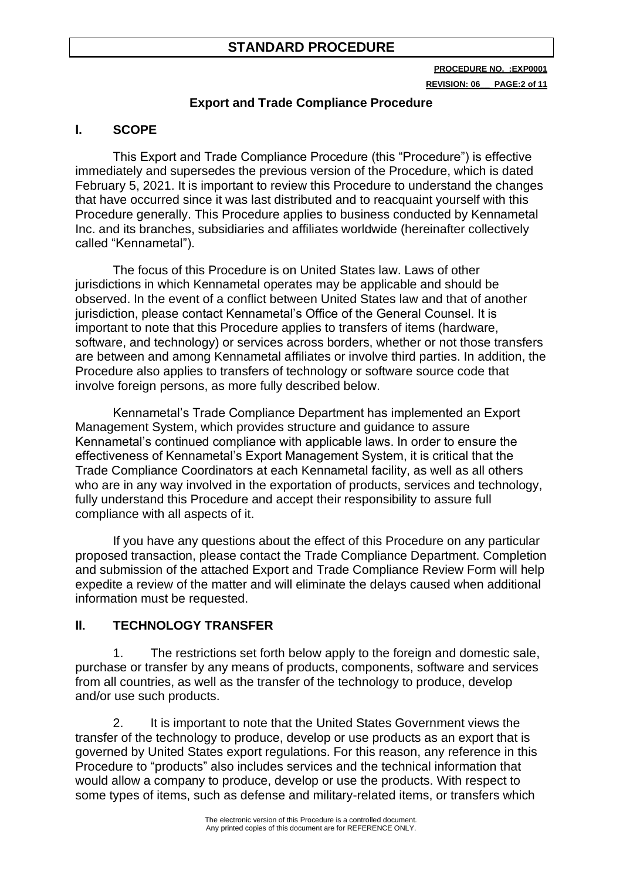## Export and Trade Compliance Procedure

## I. SCOPE

This Export and Trade Compliance Procedure (this "Procedure") is effective immediately and supersedes the previous version of the Procedure, which is dated February 5, 2021. It is important to review this Procedure to understand the changes that have occurred since it was last distributed and to reacquaint yourself with this Procedure generally. This Procedure applies to business conducted by Kennametal Inc. and its branches, subsidiaries and affiliates worldwide (hereinafter collectively called "Kennametal").

The focus of this Procedure is on United States law. Laws of other jurisdictions in which Kennametal operates may be applicable and should be observed. In the event of a conflict between United States law and that of another jurisdiction, please contact Kennametal's Office of the General Counsel. It is important to note that this Procedure applies to transfers of items (hardware, software, and technology) or services across borders, whether or not those transfers are between and among Kennametal affiliates or involve third parties. In addition, the Procedure also applies to transfers of technology or software source code that involve foreign persons, as more fully described below.

Kennametal's Trade Compliance Department has implemented an Export Management System, which provides structure and guidance to assure Kennametal's continued compliance with applicable laws. In order to ensure the effectiveness of Kennametal's Export Management System, it is critical that the Trade Compliance Coordinators at each Kennametal facility, as well as all others who are in any way involved in the exportation of products, services and technology, fully understand this Procedure and accept their responsibility to assure full compliance with all aspects of it.

If you have any questions about the effect of this Procedure on any particular proposed transaction, please contact the Trade Compliance Department. Completion and submission of the attached Export and Trade Compliance Review Form will help expedite a review of the matter and will eliminate the delays caused when additional information must be requested.

## II. TECHNOLOGY TRANSFER

1. The restrictions set forth below apply to the foreign and domestic sale, purchase or transfer by any means of products, components, software and services from all countries, as well as the transfer of the technology to produce, develop and/or use such products.

2. It is important to note that the United States Government views the transfer of the technology to produce, develop or use products as an export that is governed by United States export regulations. For this reason, any reference in this Procedure to "products" also includes services and the technical information that would allow a company to produce, develop or use the products. With respect to some types of items, such as defense and military-related items, or transfers which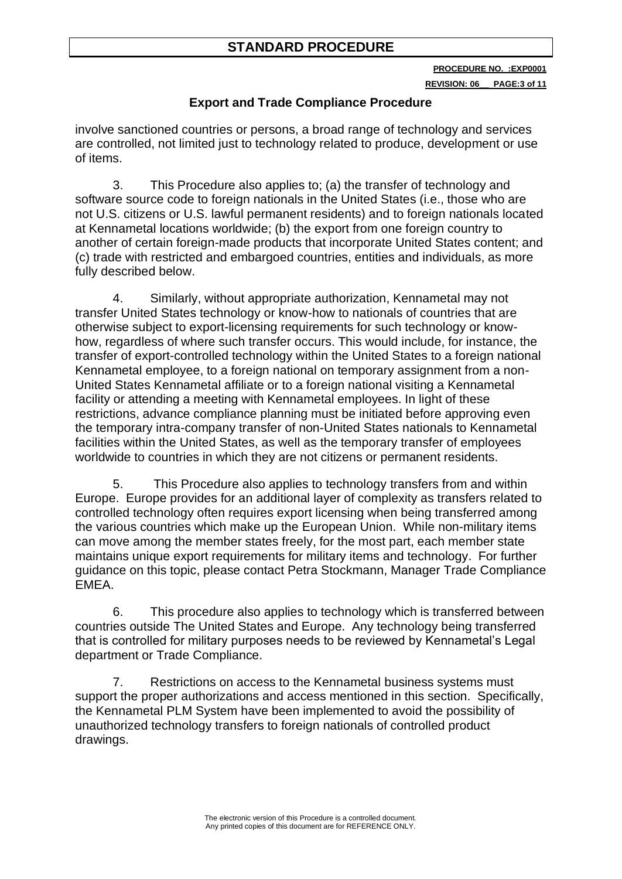involve sanctioned countries or persons, a broad range of technology and services are controlled, not limited just to technology related to produce, development or use of items.

3. This Procedure also applies to; (a) the transfer of technology and software source code to foreign nationals in the United States (i.e., those who are not U.S. citizens or U.S. lawful permanent residents) and to foreign nationals located at Kennametal locations worldwide; (b) the export from one foreign country to another of certain foreign-made products that incorporate United States content; and (c) trade with restricted and embargoed countries, entities and individuals, as more fully described below.

4. Similarly, without appropriate authorization, Kennametal may not transfer United States technology or know-how to nationals of countries that are otherwise subject to export-licensing requirements for such technology or know-how, regardless of where such transfer occurs. This would include, for instance, the transfer of export-controlled technology within the United States to a foreign national Kennametal employee, to a foreign national on temporary assignment from a non-United States Kennametal affiliate or to a foreign national visiting a Kennametal facility or attending a meeting with Kennametal employees. In light of these restrictions, advance compliance planning must be initiated before approving even the temporary intra-company transfer of non-United States nationals to Kennametal facilities within the United States, as well as the temporary transfer of employees worldwide to countries in which they are not citizens or permanent residents.

5. This Procedure also applies to technology transfers from and within Europe. Europe provides for an additional layer of complexity as transfers related to controlled technology often requires export licensing when being transferred among the various countries which make up the European Union. While non-military items can move among the member states freely, for the most part, each member state maintains unique export requirements for military items and technology. For further guidance on this topic, please contact Petra Stockmann, Manager Trade Compliance EMEA.

6. This procedure also applies to technology which is transferred between countries outside The United States and Europe. Any technology being transferred that is controlled for military purposes needs to be reviewed by Kennametal's Legal department or Trade Compliance.

7. Restrictions on access to the Kennametal business systems must support the proper authorizations and access mentioned in this section. Specifically, the Kennametal PLM System have been implemented to avoid the possibility of unauthorized technology transfers to foreign nationals of controlled product drawings.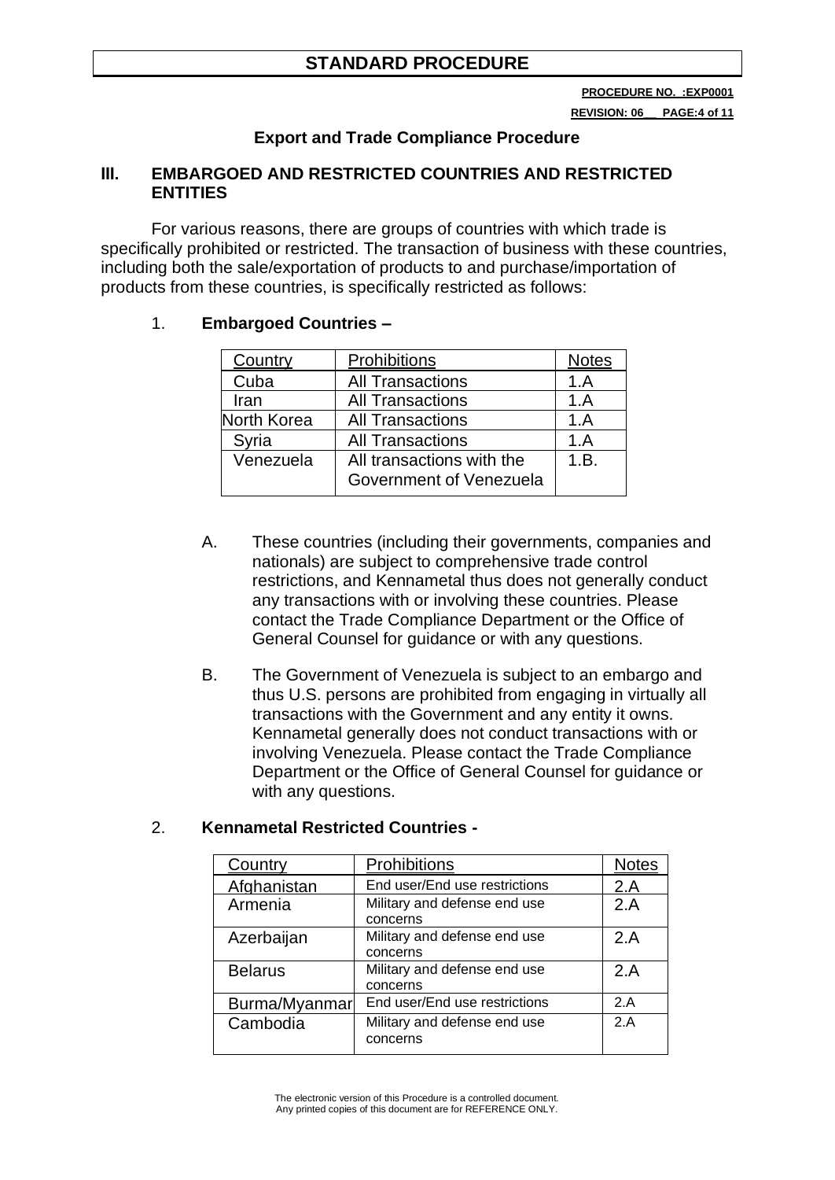## Export and Trade Compliance Procedure

## III. EMBARGOED AND RESTRICTED COUNTRIES AND RESTRICTED ENTITIES

For various reasons, there are groups of countries with which trade is specifically prohibited or restricted. The transaction of business with these countries, including both the sale/exportation of products to and purchase/importation of products from these countries, is specifically restricted as follows:

1. **Embargoed Countries –**

| Country | Prohibitions | Notes |
|---|---|---|
| Cuba | All Transactions | 1.A |
| Iran | All Transactions | 1.A |
| North Korea | All Transactions | 1.A |
| Syria | All Transactions | 1.A |
| Venezuela | All transactions with the Government of Venezuela | 1.B. |

   A. These countries (including their governments, companies and nationals) are subject to comprehensive trade control restrictions, and Kennametal thus does not generally conduct any transactions with or involving these countries. Please contact the Trade Compliance Department or the Office of General Counsel for guidance or with any questions.

   B. The Government of Venezuela is subject to an embargo and thus U.S. persons are prohibited from engaging in virtually all transactions with the Government and any entity it owns. Kennametal generally does not conduct transactions with or involving Venezuela. Please contact the Trade Compliance Department or the Office of General Counsel for guidance or with any questions.

2. **Kennametal Restricted Countries -**

| Country | Prohibitions | Notes |
|---|---|---|
| Afghanistan | End user/End use restrictions | 2.A |
| Armenia | Military and defense end use concerns | 2.A |
| Azerbaijan | Military and defense end use concerns | 2.A |
| Belarus | Military and defense end use concerns | 2.A |
| Burma/Myanmar | End user/End use restrictions | 2.A |
| Cambodia | Military and defense end use concerns | 2.A |

The electronic version of this Procedure is a controlled document.
Any printed copies of this document are for REFERENCE ONLY.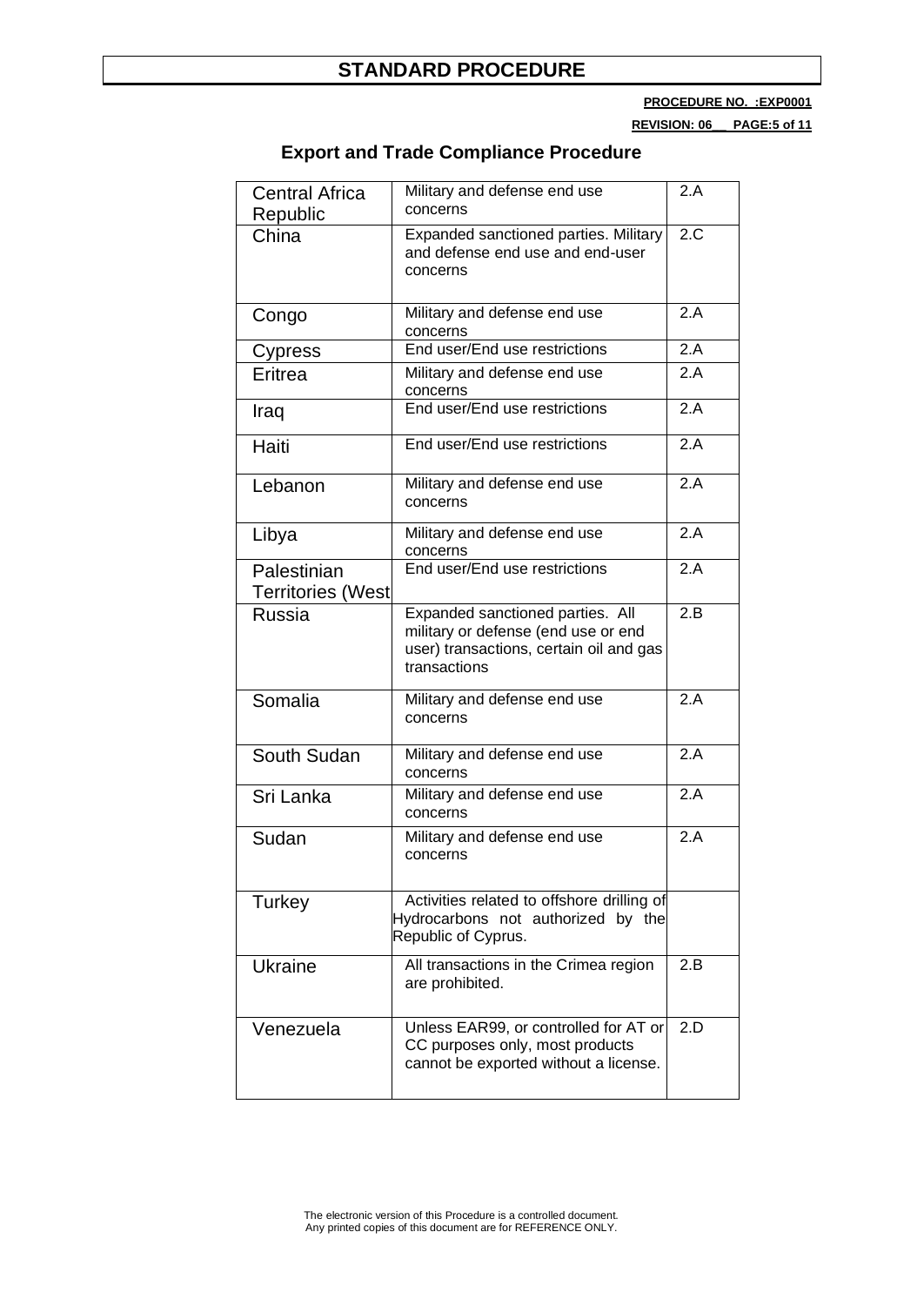# STANDARD PROCEDURE

**PROCEDURE NO. :EXP0001**

**REVISION: 06__ PAGE:5 of 11**

## Export and Trade Compliance Procedure

| | | |
|---|---|---|
| Central Africa Republic | Military and defense end use concerns | 2.A |
| China | Expanded sanctioned parties. Military and defense end use and end-user concerns | 2.C |
| Congo | Military and defense end use concerns | 2.A |
| Cypress | End user/End use restrictions | 2.A |
| Eritrea | Military and defense end use concerns | 2.A |
| Iraq | End user/End use restrictions | 2.A |
| Haiti | End user/End use restrictions | 2.A |
| Lebanon | Military and defense end use concerns | 2.A |
| Libya | Military and defense end use concerns | 2.A |
| Palestinian Territories (West | End user/End use restrictions | 2.A |
| Russia | Expanded sanctioned parties. All military or defense (end use or end user) transactions, certain oil and gas transactions | 2.B |
| Somalia | Military and defense end use concerns | 2.A |
| South Sudan | Military and defense end use concerns | 2.A |
| Sri Lanka | Military and defense end use concerns | 2.A |
| Sudan | Military and defense end use concerns | 2.A |
| Turkey | Activities related to offshore drilling of Hydrocarbons not authorized by the Republic of Cyprus. | |
| Ukraine | All transactions in the Crimea region are prohibited. | 2.B |
| Venezuela | Unless EAR99, or controlled for AT or CC purposes only, most products cannot be exported without a license. | 2.D |

The electronic version of this Procedure is a controlled document.
Any printed copies of this document are for REFERENCE ONLY.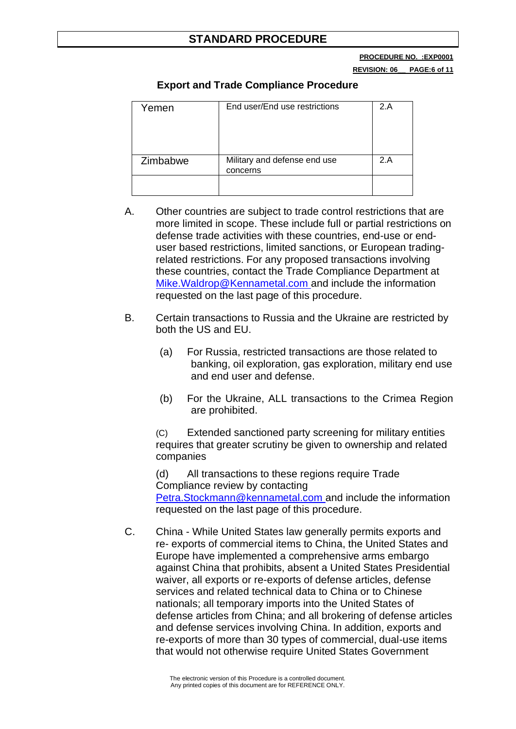## Export and Trade Compliance Procedure

| Yemen | End user/End use restrictions | 2.A |
|---|---|---|
| Zimbabwe | Military and defense end use concerns | 2.A |
| | | |

A. Other countries are subject to trade control restrictions that are more limited in scope. These include full or partial restrictions on defense trade activities with these countries, end-use or end-user based restrictions, limited sanctions, or European trading-related restrictions. For any proposed transactions involving these countries, contact the Trade Compliance Department at Mike.Waldrop@Kennametal.com and include the information requested on the last page of this procedure.

B. Certain transactions to Russia and the Ukraine are restricted by both the US and EU.

(a) For Russia, restricted transactions are those related to banking, oil exploration, gas exploration, military end use and end user and defense.

(b) For the Ukraine, ALL transactions to the Crimea Region are prohibited.

(C) Extended sanctioned party screening for military entities requires that greater scrutiny be given to ownership and related companies

(d) All transactions to these regions require Trade Compliance review by contacting Petra.Stockmann@kennametal.com and include the information requested on the last page of this procedure.

C. China - While United States law generally permits exports and re- exports of commercial items to China, the United States and Europe have implemented a comprehensive arms embargo against China that prohibits, absent a United States Presidential waiver, all exports or re-exports of defense articles, defense services and related technical data to China or to Chinese nationals; all temporary imports into the United States of defense articles from China; and all brokering of defense articles and defense services involving China. In addition, exports and re-exports of more than 30 types of commercial, dual-use items that would not otherwise require United States Government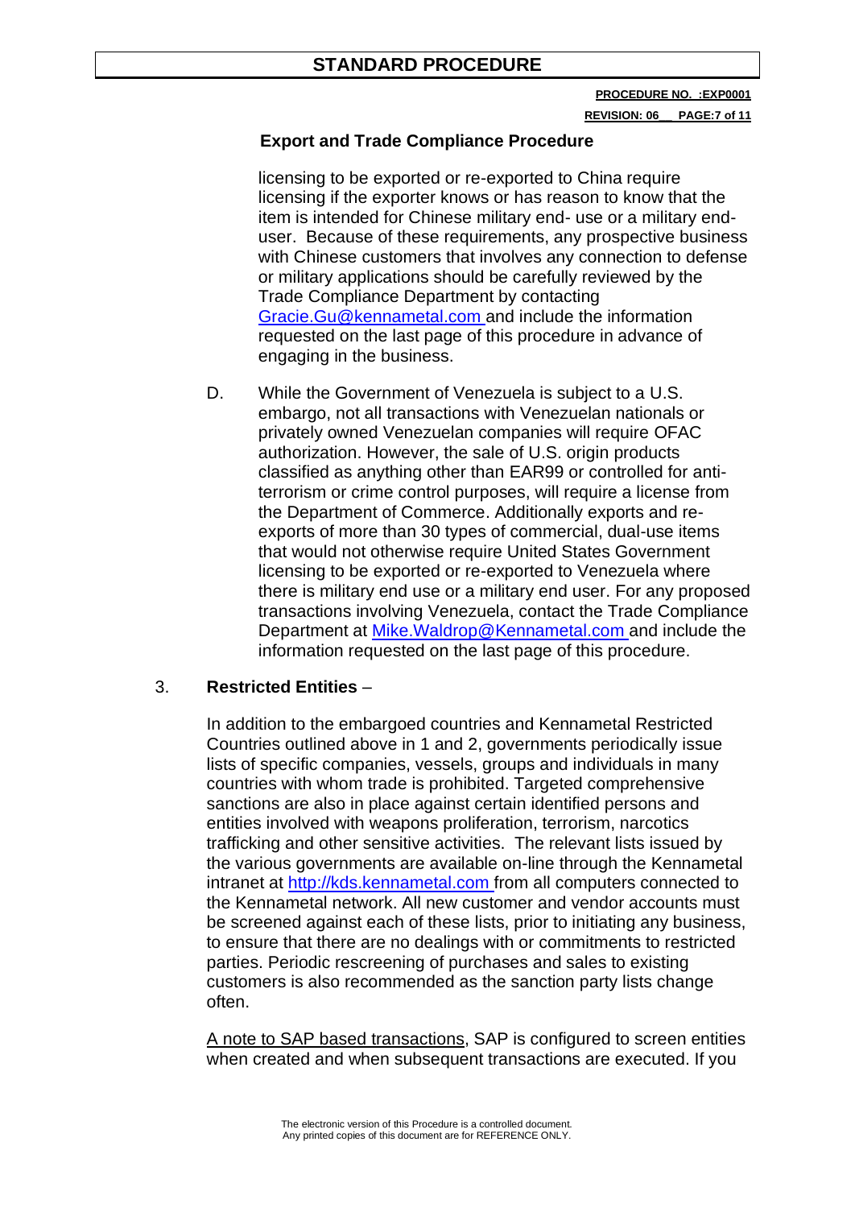## Export and Trade Compliance Procedure

licensing to be exported or re-exported to China require licensing if the exporter knows or has reason to know that the item is intended for Chinese military end- use or a military end-user. Because of these requirements, any prospective business with Chinese customers that involves any connection to defense or military applications should be carefully reviewed by the Trade Compliance Department by contacting [Gracie.Gu@kennametal.com](mailto:Gracie.Gu@kennametal.com) and include the information requested on the last page of this procedure in advance of engaging in the business.

D. While the Government of Venezuela is subject to a U.S. embargo, not all transactions with Venezuelan nationals or privately owned Venezuelan companies will require OFAC authorization. However, the sale of U.S. origin products classified as anything other than EAR99 or controlled for anti-terrorism or crime control purposes, will require a license from the Department of Commerce. Additionally exports and re-exports of more than 30 types of commercial, dual-use items that would not otherwise require United States Government licensing to be exported or re-exported to Venezuela where there is military end use or a military end user. For any proposed transactions involving Venezuela, contact the Trade Compliance Department at [Mike.Waldrop@Kennametal.com](mailto:Mike.Waldrop@Kennametal.com) and include the information requested on the last page of this procedure.

3. **Restricted Entities** –

In addition to the embargoed countries and Kennametal Restricted Countries outlined above in 1 and 2, governments periodically issue lists of specific companies, vessels, groups and individuals in many countries with whom trade is prohibited. Targeted comprehensive sanctions are also in place against certain identified persons and entities involved with weapons proliferation, terrorism, narcotics trafficking and other sensitive activities. The relevant lists issued by the various governments are available on-line through the Kennametal intranet at [http://kds.kennametal.com](http://kds.kennametal.com) from all computers connected to the Kennametal network. All new customer and vendor accounts must be screened against each of these lists, prior to initiating any business, to ensure that there are no dealings with or commitments to restricted parties. Periodic rescreening of purchases and sales to existing customers is also recommended as the sanction party lists change often.

<u>A note to SAP based transactions</u>, SAP is configured to screen entities when created and when subsequent transactions are executed. If you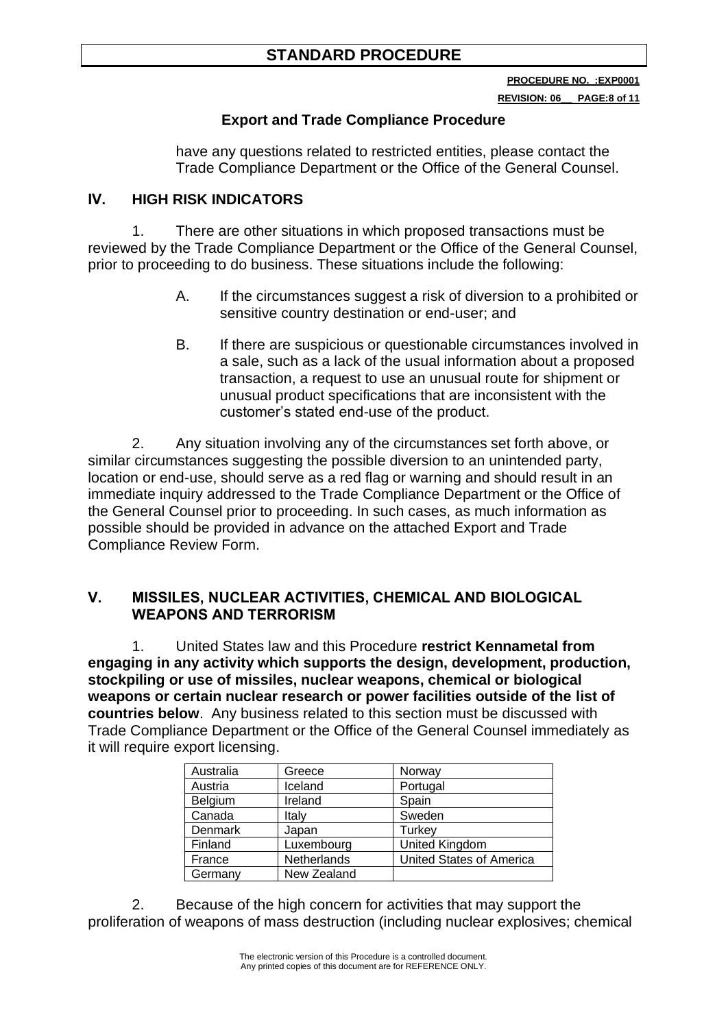have any questions related to restricted entities, please contact the Trade Compliance Department or the Office of the General Counsel.

## IV. HIGH RISK INDICATORS

1. There are other situations in which proposed transactions must be reviewed by the Trade Compliance Department or the Office of the General Counsel, prior to proceeding to do business. These situations include the following:

   A. If the circumstances suggest a risk of diversion to a prohibited or sensitive country destination or end-user; and

   B. If there are suspicious or questionable circumstances involved in a sale, such as a lack of the usual information about a proposed transaction, a request to use an unusual route for shipment or unusual product specifications that are inconsistent with the customer's stated end-use of the product.

2. Any situation involving any of the circumstances set forth above, or similar circumstances suggesting the possible diversion to an unintended party, location or end-use, should serve as a red flag or warning and should result in an immediate inquiry addressed to the Trade Compliance Department or the Office of the General Counsel prior to proceeding. In such cases, as much information as possible should be provided in advance on the attached Export and Trade Compliance Review Form.

## V. MISSILES, NUCLEAR ACTIVITIES, CHEMICAL AND BIOLOGICAL WEAPONS AND TERRORISM

1. United States law and this Procedure **restrict Kennametal from engaging in any activity which supports the design, development, production, stockpiling or use of missiles, nuclear weapons, chemical or biological weapons or certain nuclear research or power facilities outside of the list of countries below**. Any business related to this section must be discussed with Trade Compliance Department or the Office of the General Counsel immediately as it will require export licensing.

| | | |
|---|---|---|
| Australia | Greece | Norway |
| Austria | Iceland | Portugal |
| Belgium | Ireland | Spain |
| Canada | Italy | Sweden |
| Denmark | Japan | Turkey |
| Finland | Luxembourg | United Kingdom |
| France | Netherlands | United States of America |
| Germany | New Zealand | |

2. Because of the high concern for activities that may support the proliferation of weapons of mass destruction (including nuclear explosives; chemical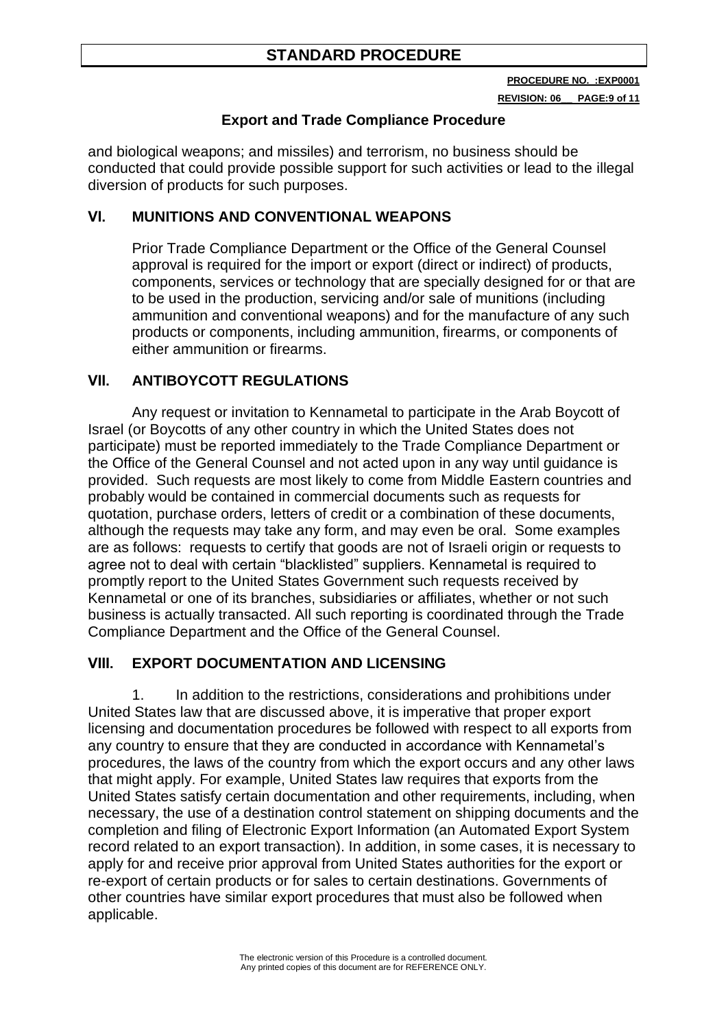and biological weapons; and missiles) and terrorism, no business should be conducted that could provide possible support for such activities or lead to the illegal diversion of products for such purposes.

## VI. MUNITIONS AND CONVENTIONAL WEAPONS

Prior Trade Compliance Department or the Office of the General Counsel approval is required for the import or export (direct or indirect) of products, components, services or technology that are specially designed for or that are to be used in the production, servicing and/or sale of munitions (including ammunition and conventional weapons) and for the manufacture of any such products or components, including ammunition, firearms, or components of either ammunition or firearms.

## VII. ANTIBOYCOTT REGULATIONS

Any request or invitation to Kennametal to participate in the Arab Boycott of Israel (or Boycotts of any other country in which the United States does not participate) must be reported immediately to the Trade Compliance Department or the Office of the General Counsel and not acted upon in any way until guidance is provided. Such requests are most likely to come from Middle Eastern countries and probably would be contained in commercial documents such as requests for quotation, purchase orders, letters of credit or a combination of these documents, although the requests may take any form, and may even be oral. Some examples are as follows: requests to certify that goods are not of Israeli origin or requests to agree not to deal with certain "blacklisted" suppliers. Kennametal is required to promptly report to the United States Government such requests received by Kennametal or one of its branches, subsidiaries or affiliates, whether or not such business is actually transacted. All such reporting is coordinated through the Trade Compliance Department and the Office of the General Counsel.

## VIII. EXPORT DOCUMENTATION AND LICENSING

1. In addition to the restrictions, considerations and prohibitions under United States law that are discussed above, it is imperative that proper export licensing and documentation procedures be followed with respect to all exports from any country to ensure that they are conducted in accordance with Kennametal's procedures, the laws of the country from which the export occurs and any other laws that might apply. For example, United States law requires that exports from the United States satisfy certain documentation and other requirements, including, when necessary, the use of a destination control statement on shipping documents and the completion and filing of Electronic Export Information (an Automated Export System record related to an export transaction). In addition, in some cases, it is necessary to apply for and receive prior approval from United States authorities for the export or re-export of certain products or for sales to certain destinations. Governments of other countries have similar export procedures that must also be followed when applicable.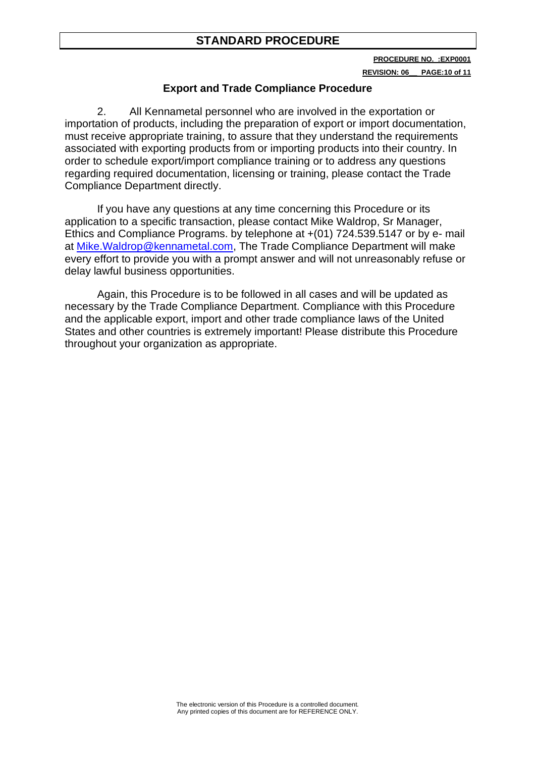## Export and Trade Compliance Procedure

2. All Kennametal personnel who are involved in the exportation or importation of products, including the preparation of export or import documentation, must receive appropriate training, to assure that they understand the requirements associated with exporting products from or importing products into their country. In order to schedule export/import compliance training or to address any questions regarding required documentation, licensing or training, please contact the Trade Compliance Department directly.

If you have any questions at any time concerning this Procedure or its application to a specific transaction, please contact Mike Waldrop, Sr Manager, Ethics and Compliance Programs. by telephone at +(01) 724.539.5147 or by e- mail at Mike.Waldrop@kennametal.com, The Trade Compliance Department will make every effort to provide you with a prompt answer and will not unreasonably refuse or delay lawful business opportunities.

Again, this Procedure is to be followed in all cases and will be updated as necessary by the Trade Compliance Department. Compliance with this Procedure and the applicable export, import and other trade compliance laws of the United States and other countries is extremely important! Please distribute this Procedure throughout your organization as appropriate.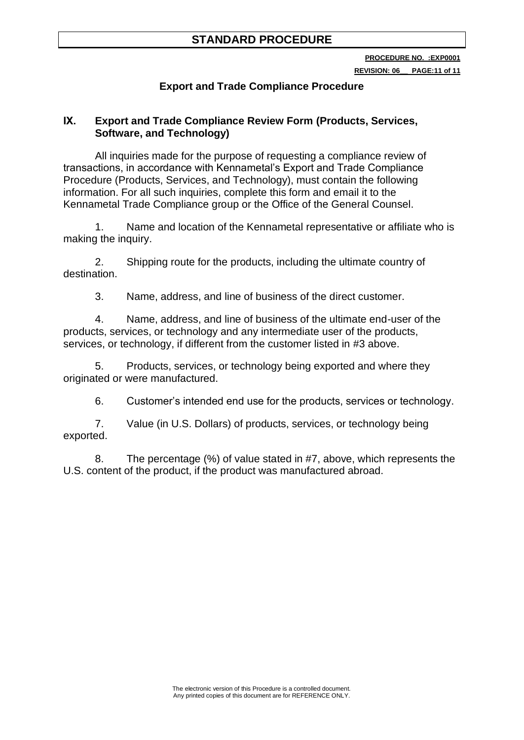## Export and Trade Compliance Procedure

## IX. Export and Trade Compliance Review Form (Products, Services, Software, and Technology)

All inquiries made for the purpose of requesting a compliance review of transactions, in accordance with Kennametal's Export and Trade Compliance Procedure (Products, Services, and Technology), must contain the following information. For all such inquiries, complete this form and email it to the Kennametal Trade Compliance group or the Office of the General Counsel.

1. Name and location of the Kennametal representative or affiliate who is making the inquiry.

2. Shipping route for the products, including the ultimate country of destination.

3. Name, address, and line of business of the direct customer.

4. Name, address, and line of business of the ultimate end-user of the products, services, or technology and any intermediate user of the products, services, or technology, if different from the customer listed in #3 above.

5. Products, services, or technology being exported and where they originated or were manufactured.

6. Customer's intended end use for the products, services or technology.

7. Value (in U.S. Dollars) of products, services, or technology being exported.

8. The percentage (%) of value stated in #7, above, which represents the U.S. content of the product, if the product was manufactured abroad.